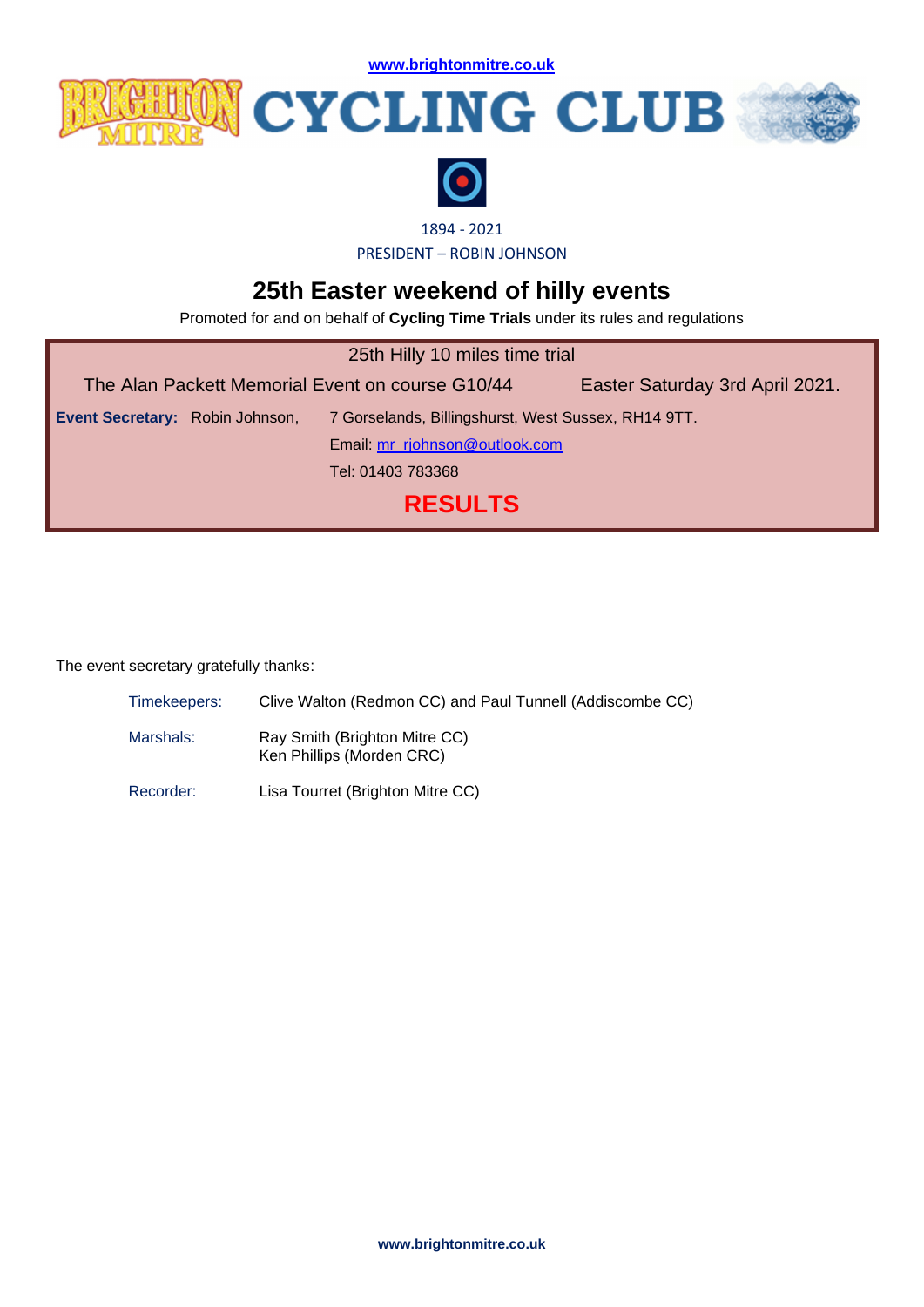www.brightonmitre.co.uk

# BRIGHTON MITRE CYCLING CLUB

1894 - 2021

PRESIDENT – ROBIN JOHNSON

## 25th Easter weekend of hilly events

Promoted for and on behalf of **Cycling Time Trials** under its rules and regulations

25th Hilly 10 miles time trial

The Alan Packett Memorial Event on course G10/44 Easter Saturday 3rd April 2021.

**Event Secretary:** Robin Johnson, 7 Gorselands, Billingshurst, West Sussex, RH14 9TT.
Email: mr_rjohnson@outlook.com
Tel: 01403 783368

## RESULTS

The event secretary gratefully thanks:

| | |
|---|---|
| Timekeepers: | Clive Walton (Redmon CC) and Paul Tunnell (Addiscombe CC) |
| Marshals: | Ray Smith (Brighton Mitre CC)<br>Ken Phillips (Morden CRC) |
| Recorder: | Lisa Tourret (Brighton Mitre CC) |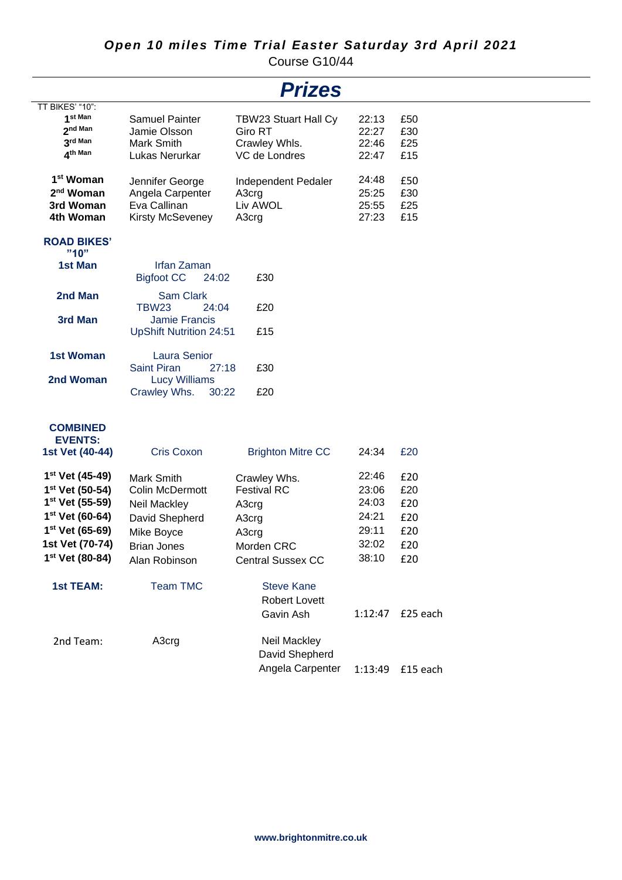***Open 10 miles Time Trial Easter Saturday 3rd April 2021***

Course G10/44

# *Prizes*

TT BIKES' "10":

| | | | | |
|---|---|---|---|---|
| 1st Man | Samuel Painter | TBW23 Stuart Hall Cy | 22:13 | £50 |
| 2nd Man | Jamie Olsson | Giro RT | 22:27 | £30 |
| 3rd Man | Mark Smith | Crawley Whls. | 22:46 | £25 |
| 4th Man | Lukas Nerurkar | VC de Londres | 22:47 | £15 |
| 1st Woman | Jennifer George | Independent Pedaler | 24:48 | £50 |
| 2nd Woman | Angela Carpenter | A3crg | 25:25 | £30 |
| 3rd Woman | Eva Callinan | Liv AWOL | 25:55 | £25 |
| 4th Woman | Kirsty McSeveney | A3crg | 27:23 | £15 |

**ROAD BIKES' "10"**

| | | | | |
|---|---|---|---|---|
| **1st Man** | Irfan Zaman | Bigfoot CC | 24:02 | £30 |
| **2nd Man** | Sam Clark | TBW23 | 24:04 | £20 |
| **3rd Man** | Jamie Francis | UpShift Nutrition | 24:51 | £15 |
| **1st Woman** | Laura Senior | Saint Piran | 27:18 | £30 |
| **2nd Woman** | Lucy Williams | Crawley Whs. | 30:22 | £20 |

**COMBINED EVENTS:**

| | | | | |
|---|---|---|---|---|
| **1st Vet (40-44)** | Cris Coxon | Brighton Mitre CC | 24:34 | £20 |
| **1st Vet (45-49)** | Mark Smith | Crawley Whs. | 22:46 | £20 |
| **1st Vet (50-54)** | Colin McDermott | Festival RC | 23:06 | £20 |
| **1st Vet (55-59)** | Neil Mackley | A3crg | 24:03 | £20 |
| **1st Vet (60-64)** | David Shepherd | A3crg | 24:21 | £20 |
| **1st Vet (65-69)** | Mike Boyce | A3crg | 29:11 | £20 |
| **1st Vet (70-74)** | Brian Jones | Morden CRC | 32:02 | £20 |
| **1st Vet (80-84)** | Alan Robinson | Central Sussex CC | 38:10 | £20 |

| | | | | |
|---|---|---|---|---|
| **1st TEAM:** | Team TMC | Steve Kane<br>Robert Lovett<br>Gavin Ash | 1:12:47 | £25 each |
| 2nd Team: | A3crg | Neil Mackley<br>David Shepherd<br>Angela Carpenter | 1:13:49 | £15 each |

**www.brightonmitre.co.uk**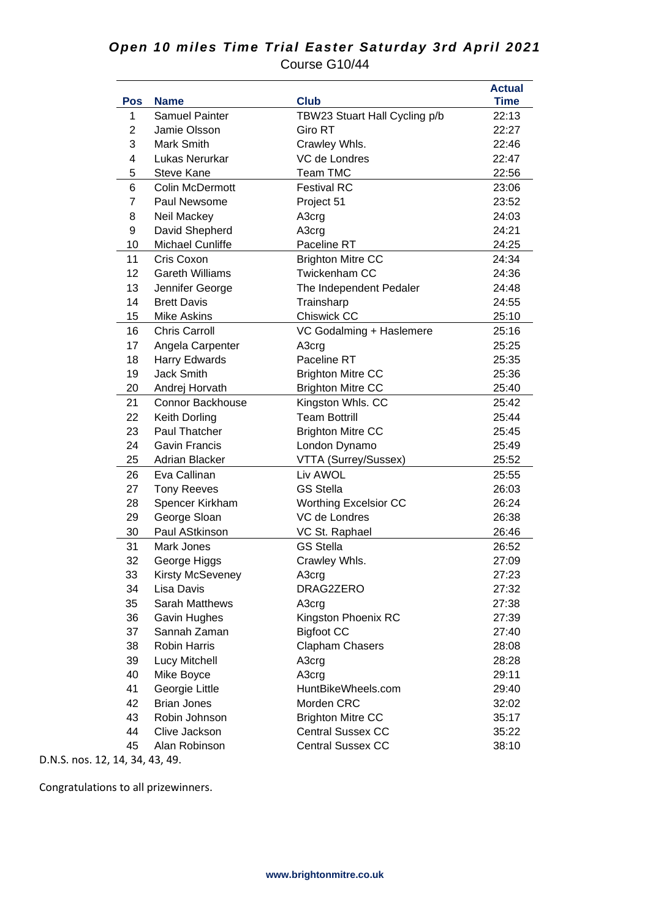***Open 10 miles Time Trial Easter Saturday 3rd April 2021***

Course G10/44

| Pos | Name | Club | Actual Time |
|---|---|---|---|
| 1 | Samuel Painter | TBW23 Stuart Hall Cycling p/b | 22:13 |
| 2 | Jamie Olsson | Giro RT | 22:27 |
| 3 | Mark Smith | Crawley Whls. | 22:46 |
| 4 | Lukas Nerurkar | VC de Londres | 22:47 |
| 5 | Steve Kane | Team TMC | 22:56 |
| 6 | Colin McDermott | Festival RC | 23:06 |
| 7 | Paul Newsome | Project 51 | 23:52 |
| 8 | Neil Mackey | A3crg | 24:03 |
| 9 | David Shepherd | A3crg | 24:21 |
| 10 | Michael Cunliffe | Paceline RT | 24:25 |
| 11 | Cris Coxon | Brighton Mitre CC | 24:34 |
| 12 | Gareth Williams | Twickenham CC | 24:36 |
| 13 | Jennifer George | The Independent Pedaler | 24:48 |
| 14 | Brett Davis | Trainsharp | 24:55 |
| 15 | Mike Askins | Chiswick CC | 25:10 |
| 16 | Chris Carroll | VC Godalming + Haslemere | 25:16 |
| 17 | Angela Carpenter | A3crg | 25:25 |
| 18 | Harry Edwards | Paceline RT | 25:35 |
| 19 | Jack Smith | Brighton Mitre CC | 25:36 |
| 20 | Andrej Horvath | Brighton Mitre CC | 25:40 |
| 21 | Connor Backhouse | Kingston Whls. CC | 25:42 |
| 22 | Keith Dorling | Team Bottrill | 25:44 |
| 23 | Paul Thatcher | Brighton Mitre CC | 25:45 |
| 24 | Gavin Francis | London Dynamo | 25:49 |
| 25 | Adrian Blacker | VTTA (Surrey/Sussex) | 25:52 |
| 26 | Eva Callinan | Liv AWOL | 25:55 |
| 27 | Tony Reeves | GS Stella | 26:03 |
| 28 | Spencer Kirkham | Worthing Excelsior CC | 26:24 |
| 29 | George Sloan | VC de Londres | 26:38 |
| 30 | Paul AStkinson | VC St. Raphael | 26:46 |
| 31 | Mark Jones | GS Stella | 26:52 |
| 32 | George Higgs | Crawley Whls. | 27:09 |
| 33 | Kirsty McSeveney | A3crg | 27:23 |
| 34 | Lisa Davis | DRAG2ZERO | 27:32 |
| 35 | Sarah Matthews | A3crg | 27:38 |
| 36 | Gavin Hughes | Kingston Phoenix RC | 27:39 |
| 37 | Sannah Zaman | Bigfoot CC | 27:40 |
| 38 | Robin Harris | Clapham Chasers | 28:08 |
| 39 | Lucy Mitchell | A3crg | 28:28 |
| 40 | Mike Boyce | A3crg | 29:11 |
| 41 | Georgie Little | HuntBikeWheels.com | 29:40 |
| 42 | Brian Jones | Morden CRC | 32:02 |
| 43 | Robin Johnson | Brighton Mitre CC | 35:17 |
| 44 | Clive Jackson | Central Sussex CC | 35:22 |
| 45 | Alan Robinson | Central Sussex CC | 38:10 |

D.N.S. nos. 12, 14, 34, 43, 49.

Congratulations to all prizewinners.

**www.brightonmitre.co.uk**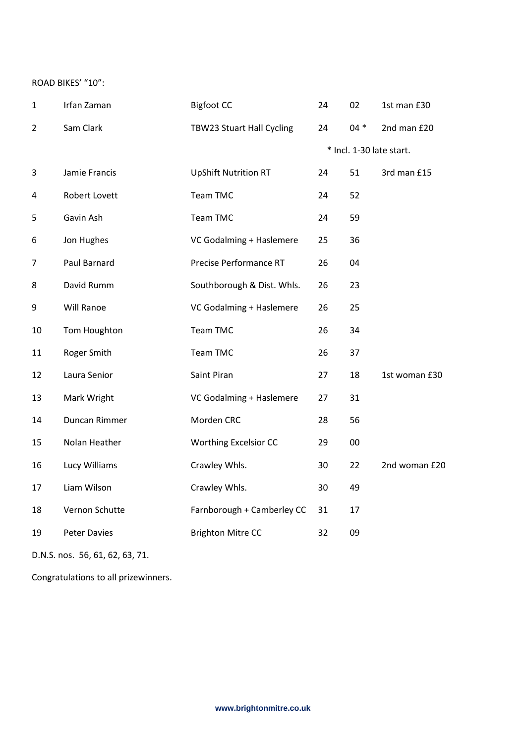ROAD BIKES' "10":

| | | | | | |
|---|---|---|---|---|---|
| 1 | Irfan Zaman | Bigfoot CC | 24 | 02 | 1st man £30 |
| 2 | Sam Clark | TBW23 Stuart Hall Cycling | 24 | 04 * | 2nd man £20 |
| | | | * Incl. 1-30 late start. | | |
| 3 | Jamie Francis | UpShift Nutrition RT | 24 | 51 | 3rd man £15 |
| 4 | Robert Lovett | Team TMC | 24 | 52 | |
| 5 | Gavin Ash | Team TMC | 24 | 59 | |
| 6 | Jon Hughes | VC Godalming + Haslemere | 25 | 36 | |
| 7 | Paul Barnard | Precise Performance RT | 26 | 04 | |
| 8 | David Rumm | Southborough & Dist. Whls. | 26 | 23 | |
| 9 | Will Ranoe | VC Godalming + Haslemere | 26 | 25 | |
| 10 | Tom Houghton | Team TMC | 26 | 34 | |
| 11 | Roger Smith | Team TMC | 26 | 37 | |
| 12 | Laura Senior | Saint Piran | 27 | 18 | 1st woman £30 |
| 13 | Mark Wright | VC Godalming + Haslemere | 27 | 31 | |
| 14 | Duncan Rimmer | Morden CRC | 28 | 56 | |
| 15 | Nolan Heather | Worthing Excelsior CC | 29 | 00 | |
| 16 | Lucy Williams | Crawley Whls. | 30 | 22 | 2nd woman £20 |
| 17 | Liam Wilson | Crawley Whls. | 30 | 49 | |
| 18 | Vernon Schutte | Farnborough + Camberley CC | 31 | 17 | |
| 19 | Peter Davies | Brighton Mitre CC | 32 | 09 | |

D.N.S. nos. 56, 61, 62, 63, 71.

Congratulations to all prizewinners.